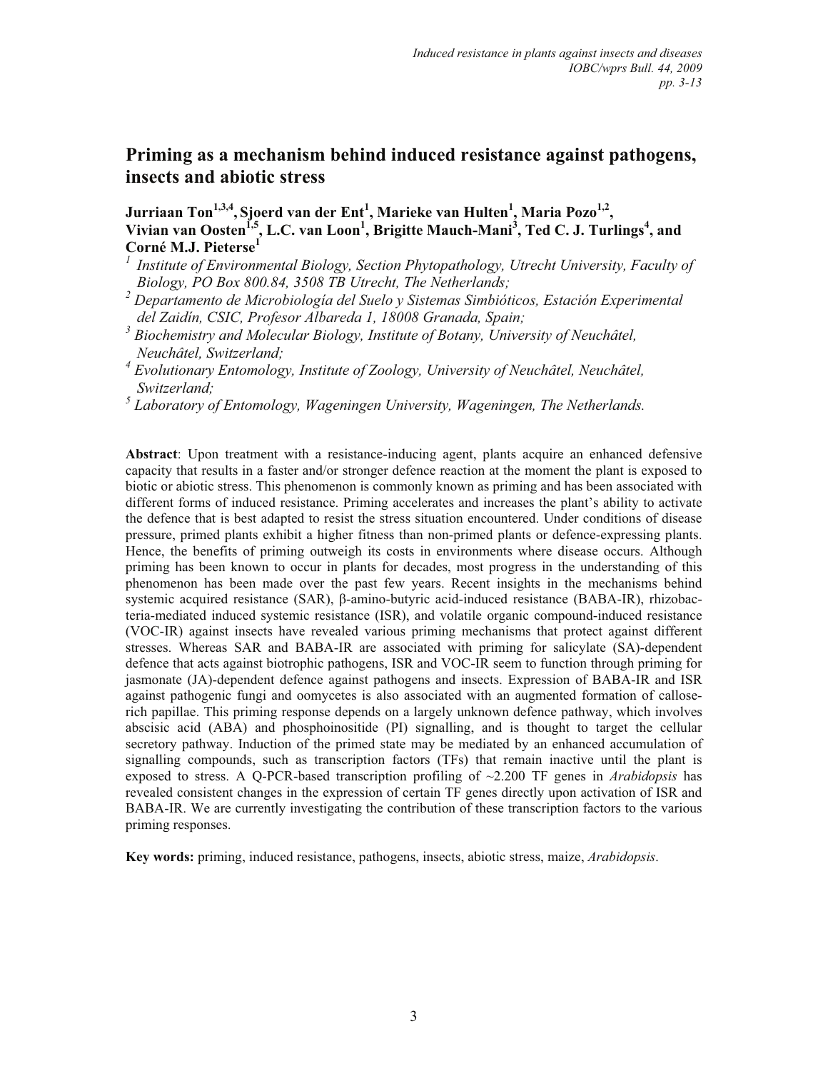# Priming as a mechanism behind induced resistance against pathogens, insects and abiotic stress

**Jurriaan Ton[1,3,4], Sjoerd van der Ent[1], Marieke van Hulten[1], Maria Pozo[1,2], Vivian van Oosten[1,5], L.C. van Loon[1], Brigitte Mauch-Mani[3], Ted C. J. Turlings[4], and Corné M.J. Pieterse[1]**

[1] *Institute of Environmental Biology, Section Phytopathology, Utrecht University, Faculty of Biology, PO Box 800.84, 3508 TB Utrecht, The Netherlands;*
[2] *Departamento de Microbiología del Suelo y Sistemas Simbióticos, Estación Experimental del Zaidín, CSIC, Profesor Albareda 1, 18008 Granada, Spain;*
[3] *Biochemistry and Molecular Biology, Institute of Botany, University of Neuchâtel, Neuchâtel, Switzerland;*
[4] *Evolutionary Entomology, Institute of Zoology, University of Neuchâtel, Neuchâtel, Switzerland;*
[5] *Laboratory of Entomology, Wageningen University, Wageningen, The Netherlands.*

**Abstract**: Upon treatment with a resistance-inducing agent, plants acquire an enhanced defensive capacity that results in a faster and/or stronger defence reaction at the moment the plant is exposed to biotic or abiotic stress. This phenomenon is commonly known as priming and has been associated with different forms of induced resistance. Priming accelerates and increases the plant's ability to activate the defence that is best adapted to resist the stress situation encountered. Under conditions of disease pressure, primed plants exhibit a higher fitness than non-primed plants or defence-expressing plants. Hence, the benefits of priming outweigh its costs in environments where disease occurs. Although priming has been known to occur in plants for decades, most progress in the understanding of this phenomenon has been made over the past few years. Recent insights in the mechanisms behind systemic acquired resistance (SAR), β-amino-butyric acid-induced resistance (BABA-IR), rhizobacteria-mediated induced systemic resistance (ISR), and volatile organic compound-induced resistance (VOC-IR) against insects have revealed various priming mechanisms that protect against different stresses. Whereas SAR and BABA-IR are associated with priming for salicylate (SA)-dependent defence that acts against biotrophic pathogens, ISR and VOC-IR seem to function through priming for jasmonate (JA)-dependent defence against pathogens and insects. Expression of BABA-IR and ISR against pathogenic fungi and oomycetes is also associated with an augmented formation of callose-rich papillae. This priming response depends on a largely unknown defence pathway, which involves abscisic acid (ABA) and phosphoinositide (PI) signalling, and is thought to target the cellular secretory pathway. Induction of the primed state may be mediated by an enhanced accumulation of signalling compounds, such as transcription factors (TFs) that remain inactive until the plant is exposed to stress. A Q-PCR-based transcription profiling of ~2.200 TF genes in *Arabidopsis* has revealed consistent changes in the expression of certain TF genes directly upon activation of ISR and BABA-IR. We are currently investigating the contribution of these transcription factors to the various priming responses.

**Key words:** priming, induced resistance, pathogens, insects, abiotic stress, maize, *Arabidopsis*.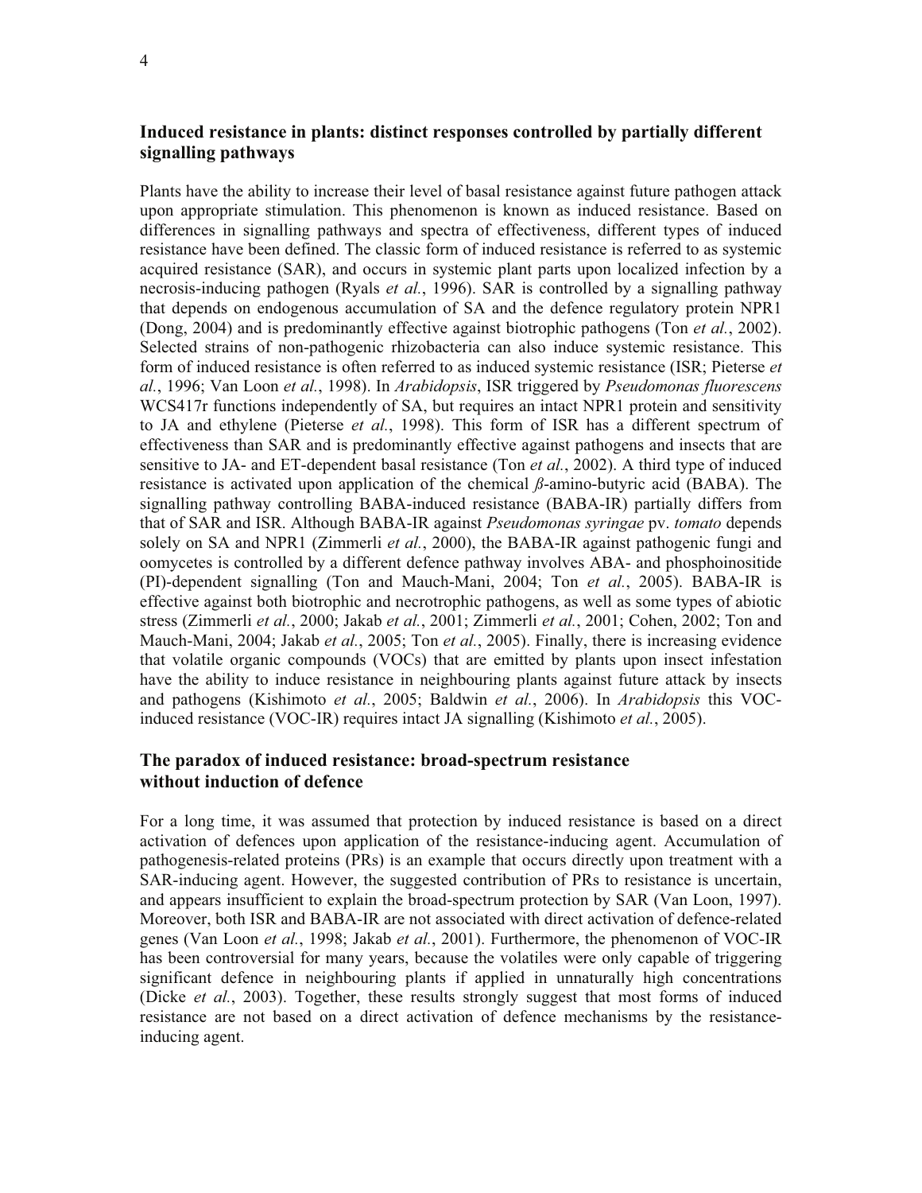## Induced resistance in plants: distinct responses controlled by partially different signalling pathways

Plants have the ability to increase their level of basal resistance against future pathogen attack upon appropriate stimulation. This phenomenon is known as induced resistance. Based on differences in signalling pathways and spectra of effectiveness, different types of induced resistance have been defined. The classic form of induced resistance is referred to as systemic acquired resistance (SAR), and occurs in systemic plant parts upon localized infection by a necrosis-inducing pathogen (Ryals *et al.*, 1996). SAR is controlled by a signalling pathway that depends on endogenous accumulation of SA and the defence regulatory protein NPR1 (Dong, 2004) and is predominantly effective against biotrophic pathogens (Ton *et al.*, 2002). Selected strains of non-pathogenic rhizobacteria can also induce systemic resistance. This form of induced resistance is often referred to as induced systemic resistance (ISR; Pieterse *et al.*, 1996; Van Loon *et al.*, 1998). In *Arabidopsis*, ISR triggered by *Pseudomonas fluorescens* WCS417r functions independently of SA, but requires an intact NPR1 protein and sensitivity to JA and ethylene (Pieterse *et al.*, 1998). This form of ISR has a different spectrum of effectiveness than SAR and is predominantly effective against pathogens and insects that are sensitive to JA- and ET-dependent basal resistance (Ton *et al.*, 2002). A third type of induced resistance is activated upon application of the chemical *ß*-amino-butyric acid (BABA). The signalling pathway controlling BABA-induced resistance (BABA-IR) partially differs from that of SAR and ISR. Although BABA-IR against *Pseudomonas syringae* pv. *tomato* depends solely on SA and NPR1 (Zimmerli *et al.*, 2000), the BABA-IR against pathogenic fungi and oomycetes is controlled by a different defence pathway involves ABA- and phosphoinositide (PI)-dependent signalling (Ton and Mauch-Mani, 2004; Ton *et al.*, 2005). BABA-IR is effective against both biotrophic and necrotrophic pathogens, as well as some types of abiotic stress (Zimmerli *et al.*, 2000; Jakab *et al.*, 2001; Zimmerli *et al.*, 2001; Cohen, 2002; Ton and Mauch-Mani, 2004; Jakab *et al.*, 2005; Ton *et al.*, 2005). Finally, there is increasing evidence that volatile organic compounds (VOCs) that are emitted by plants upon insect infestation have the ability to induce resistance in neighbouring plants against future attack by insects and pathogens (Kishimoto *et al.*, 2005; Baldwin *et al.*, 2006). In *Arabidopsis* this VOC-induced resistance (VOC-IR) requires intact JA signalling (Kishimoto *et al.*, 2005).

## The paradox of induced resistance: broad-spectrum resistance without induction of defence

For a long time, it was assumed that protection by induced resistance is based on a direct activation of defences upon application of the resistance-inducing agent. Accumulation of pathogenesis-related proteins (PRs) is an example that occurs directly upon treatment with a SAR-inducing agent. However, the suggested contribution of PRs to resistance is uncertain, and appears insufficient to explain the broad-spectrum protection by SAR (Van Loon, 1997). Moreover, both ISR and BABA-IR are not associated with direct activation of defence-related genes (Van Loon *et al.*, 1998; Jakab *et al.*, 2001). Furthermore, the phenomenon of VOC-IR has been controversial for many years, because the volatiles were only capable of triggering significant defence in neighbouring plants if applied in unnaturally high concentrations (Dicke *et al.*, 2003). Together, these results strongly suggest that most forms of induced resistance are not based on a direct activation of defence mechanisms by the resistance-inducing agent.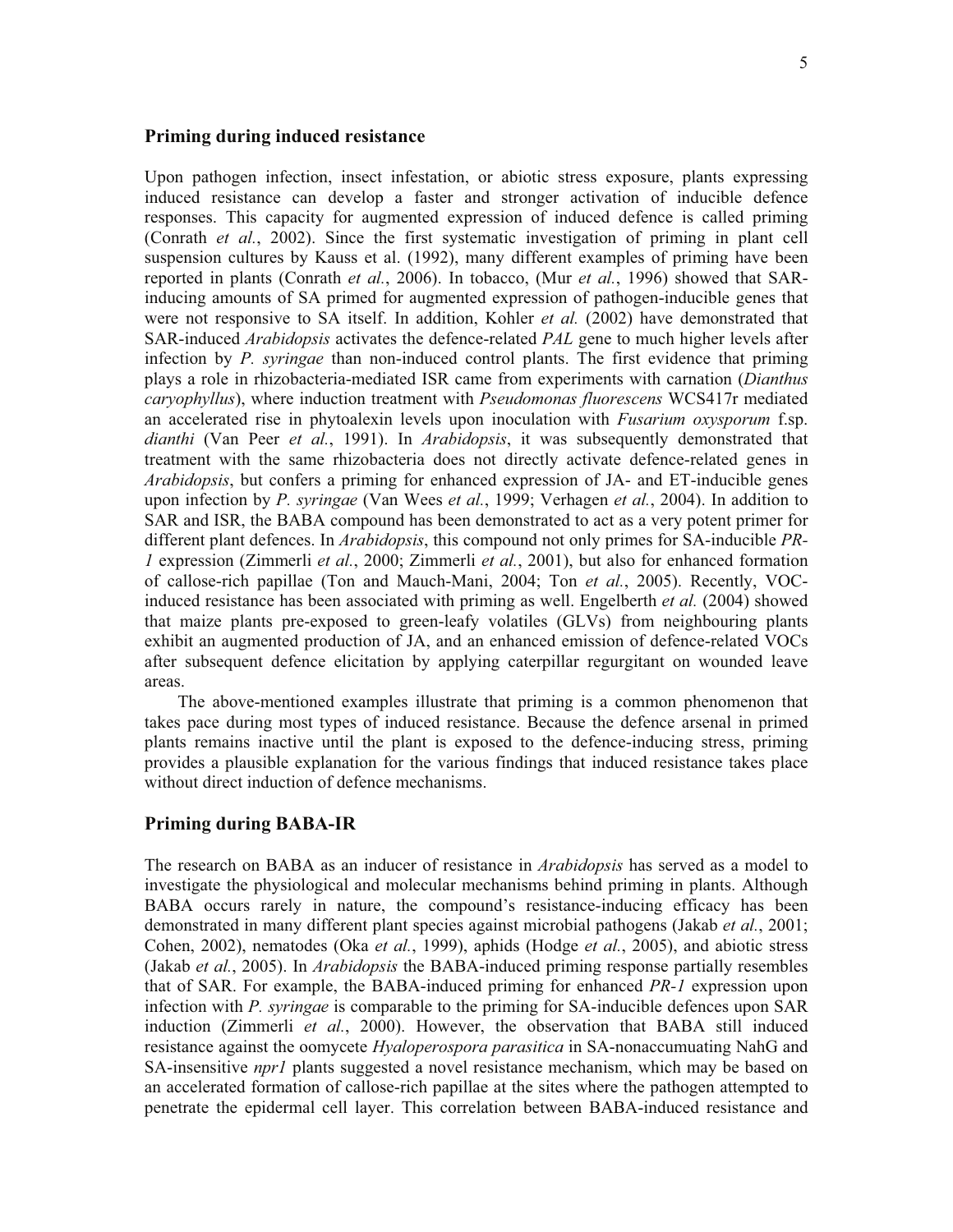## Priming during induced resistance

Upon pathogen infection, insect infestation, or abiotic stress exposure, plants expressing induced resistance can develop a faster and stronger activation of inducible defence responses. This capacity for augmented expression of induced defence is called priming (Conrath *et al.*, 2002). Since the first systematic investigation of priming in plant cell suspension cultures by Kauss et al. (1992), many different examples of priming have been reported in plants (Conrath *et al.*, 2006). In tobacco, (Mur *et al.*, 1996) showed that SAR-inducing amounts of SA primed for augmented expression of pathogen-inducible genes that were not responsive to SA itself. In addition, Kohler *et al.* (2002) have demonstrated that SAR-induced *Arabidopsis* activates the defence-related *PAL* gene to much higher levels after infection by *P. syringae* than non-induced control plants. The first evidence that priming plays a role in rhizobacteria-mediated ISR came from experiments with carnation (*Dianthus caryophyllus*), where induction treatment with *Pseudomonas fluorescens* WCS417r mediated an accelerated rise in phytoalexin levels upon inoculation with *Fusarium oxysporum* f.sp. *dianthi* (Van Peer *et al.*, 1991). In *Arabidopsis*, it was subsequently demonstrated that treatment with the same rhizobacteria does not directly activate defence-related genes in *Arabidopsis*, but confers a priming for enhanced expression of JA- and ET-inducible genes upon infection by *P. syringae* (Van Wees *et al.*, 1999; Verhagen *et al.*, 2004). In addition to SAR and ISR, the BABA compound has been demonstrated to act as a very potent primer for different plant defences. In *Arabidopsis*, this compound not only primes for SA-inducible *PR-1* expression (Zimmerli *et al.*, 2000; Zimmerli *et al.*, 2001), but also for enhanced formation of callose-rich papillae (Ton and Mauch-Mani, 2004; Ton *et al.*, 2005). Recently, VOC-induced resistance has been associated with priming as well. Engelberth *et al.* (2004) showed that maize plants pre-exposed to green-leafy volatiles (GLVs) from neighbouring plants exhibit an augmented production of JA, and an enhanced emission of defence-related VOCs after subsequent defence elicitation by applying caterpillar regurgitant on wounded leave areas.

The above-mentioned examples illustrate that priming is a common phenomenon that takes pace during most types of induced resistance. Because the defence arsenal in primed plants remains inactive until the plant is exposed to the defence-inducing stress, priming provides a plausible explanation for the various findings that induced resistance takes place without direct induction of defence mechanisms.

## Priming during BABA-IR

The research on BABA as an inducer of resistance in *Arabidopsis* has served as a model to investigate the physiological and molecular mechanisms behind priming in plants. Although BABA occurs rarely in nature, the compound's resistance-inducing efficacy has been demonstrated in many different plant species against microbial pathogens (Jakab *et al.*, 2001; Cohen, 2002), nematodes (Oka *et al.*, 1999), aphids (Hodge *et al.*, 2005), and abiotic stress (Jakab *et al.*, 2005). In *Arabidopsis* the BABA-induced priming response partially resembles that of SAR. For example, the BABA-induced priming for enhanced *PR-1* expression upon infection with *P. syringae* is comparable to the priming for SA-inducible defences upon SAR induction (Zimmerli *et al.*, 2000). However, the observation that BABA still induced resistance against the oomycete *Hyaloperospora parasitica* in SA-nonaccumuating NahG and SA-insensitive *npr1* plants suggested a novel resistance mechanism, which may be based on an accelerated formation of callose-rich papillae at the sites where the pathogen attempted to penetrate the epidermal cell layer. This correlation between BABA-induced resistance and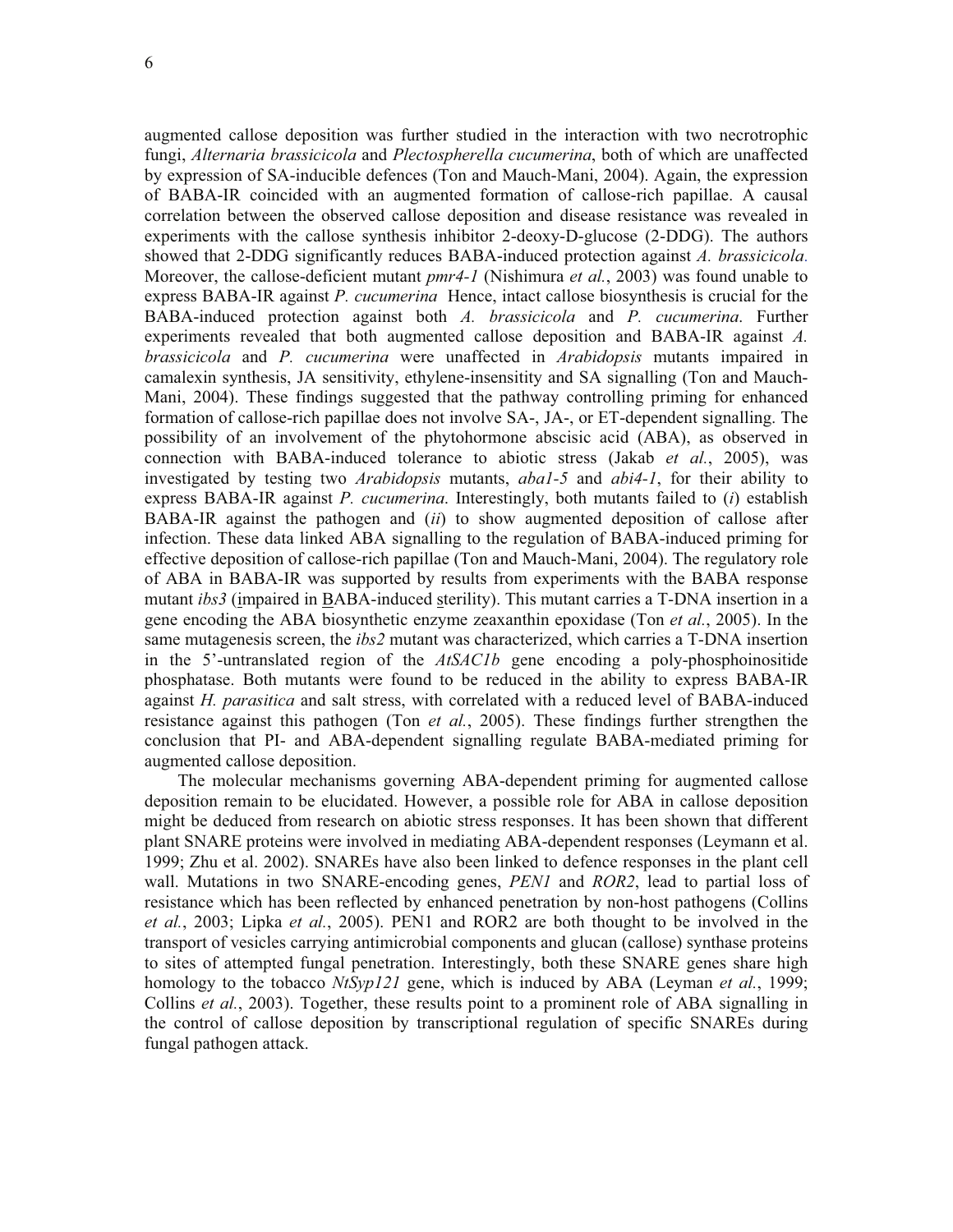augmented callose deposition was further studied in the interaction with two necrotrophic fungi, *Alternaria brassicicola* and *Plectospherella cucumerina*, both of which are unaffected by expression of SA-inducible defences (Ton and Mauch-Mani, 2004). Again, the expression of BABA-IR coincided with an augmented formation of callose-rich papillae. A causal correlation between the observed callose deposition and disease resistance was revealed in experiments with the callose synthesis inhibitor 2-deoxy-D-glucose (2-DDG). The authors showed that 2-DDG significantly reduces BABA-induced protection against *A. brassicicola.* Moreover, the callose-deficient mutant *pmr4-1* (Nishimura *et al.*, 2003) was found unable to express BABA-IR against *P. cucumerina* Hence, intact callose biosynthesis is crucial for the BABA-induced protection against both *A. brassicicola* and *P. cucumerina.* Further experiments revealed that both augmented callose deposition and BABA-IR against *A. brassicicola* and *P. cucumerina* were unaffected in *Arabidopsis* mutants impaired in camalexin synthesis, JA sensitivity, ethylene-insensitity and SA signalling (Ton and Mauch-Mani, 2004). These findings suggested that the pathway controlling priming for enhanced formation of callose-rich papillae does not involve SA-, JA-, or ET-dependent signalling. The possibility of an involvement of the phytohormone abscisic acid (ABA), as observed in connection with BABA-induced tolerance to abiotic stress (Jakab *et al.*, 2005), was investigated by testing two *Arabidopsis* mutants, *aba1-5* and *abi4-1*, for their ability to express BABA-IR against *P. cucumerina.* Interestingly, both mutants failed to (*i*) establish BABA-IR against the pathogen and (*ii*) to show augmented deposition of callose after infection. These data linked ABA signalling to the regulation of BABA-induced priming for effective deposition of callose-rich papillae (Ton and Mauch-Mani, 2004). The regulatory role of ABA in BABA-IR was supported by results from experiments with the BABA response mutant *ibs3* (impaired in BABA-induced sterility). This mutant carries a T-DNA insertion in a gene encoding the ABA biosynthetic enzyme zeaxanthin epoxidase (Ton *et al.*, 2005). In the same mutagenesis screen, the *ibs2* mutant was characterized, which carries a T-DNA insertion in the 5'-untranslated region of the *AtSAC1b* gene encoding a poly-phosphoinositide phosphatase. Both mutants were found to be reduced in the ability to express BABA-IR against *H. parasitica* and salt stress, with correlated with a reduced level of BABA-induced resistance against this pathogen (Ton *et al.*, 2005). These findings further strengthen the conclusion that PI- and ABA-dependent signalling regulate BABA-mediated priming for augmented callose deposition.

The molecular mechanisms governing ABA-dependent priming for augmented callose deposition remain to be elucidated. However, a possible role for ABA in callose deposition might be deduced from research on abiotic stress responses. It has been shown that different plant SNARE proteins were involved in mediating ABA-dependent responses (Leymann et al. 1999; Zhu et al. 2002). SNAREs have also been linked to defence responses in the plant cell wall. Mutations in two SNARE-encoding genes, *PEN1* and *ROR2*, lead to partial loss of resistance which has been reflected by enhanced penetration by non-host pathogens (Collins *et al.*, 2003; Lipka *et al.*, 2005). PEN1 and ROR2 are both thought to be involved in the transport of vesicles carrying antimicrobial components and glucan (callose) synthase proteins to sites of attempted fungal penetration. Interestingly, both these SNARE genes share high homology to the tobacco *NtSyp121* gene, which is induced by ABA (Leyman *et al.*, 1999; Collins *et al.*, 2003). Together, these results point to a prominent role of ABA signalling in the control of callose deposition by transcriptional regulation of specific SNAREs during fungal pathogen attack.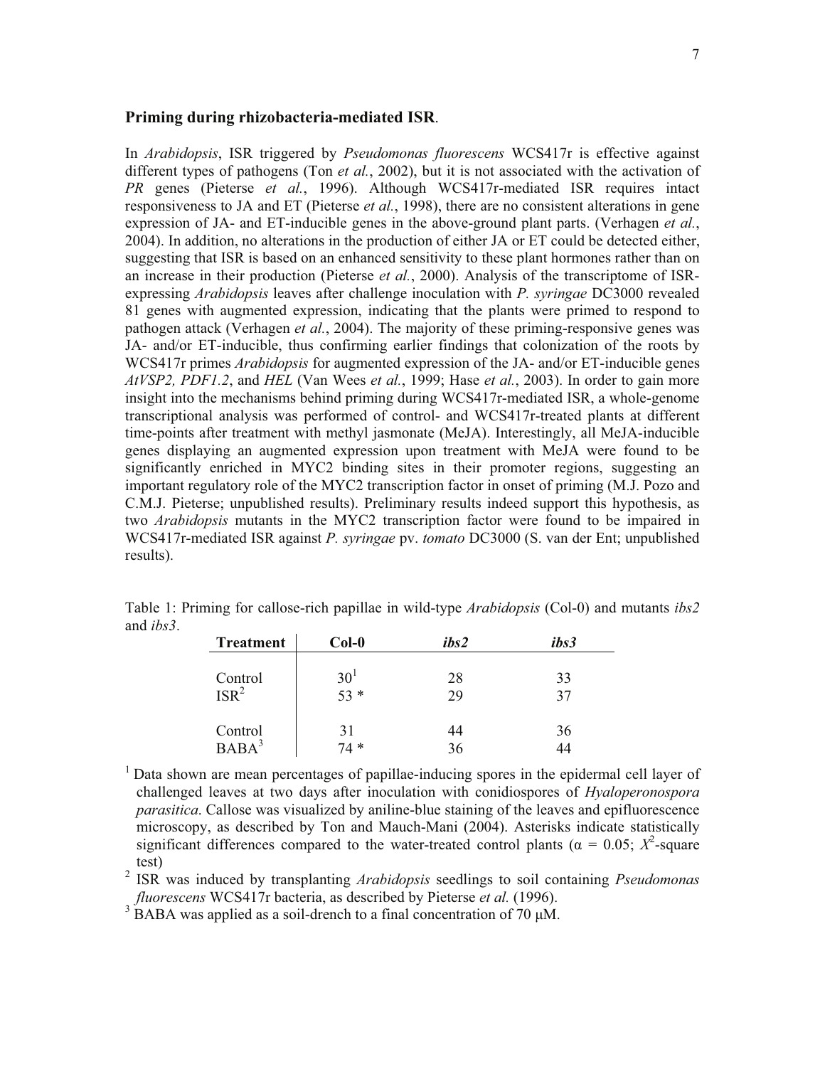**Priming during rhizobacteria-mediated ISR**.

In *Arabidopsis*, ISR triggered by *Pseudomonas fluorescens* WCS417r is effective against different types of pathogens (Ton *et al.*, 2002), but it is not associated with the activation of *PR* genes (Pieterse *et al.*, 1996). Although WCS417r-mediated ISR requires intact responsiveness to JA and ET (Pieterse *et al.*, 1998), there are no consistent alterations in gene expression of JA- and ET-inducible genes in the above-ground plant parts. (Verhagen *et al.*, 2004). In addition, no alterations in the production of either JA or ET could be detected either, suggesting that ISR is based on an enhanced sensitivity to these plant hormones rather than on an increase in their production (Pieterse *et al.*, 2000). Analysis of the transcriptome of ISR-expressing *Arabidopsis* leaves after challenge inoculation with *P. syringae* DC3000 revealed 81 genes with augmented expression, indicating that the plants were primed to respond to pathogen attack (Verhagen *et al.*, 2004). The majority of these priming-responsive genes was JA- and/or ET-inducible, thus confirming earlier findings that colonization of the roots by WCS417r primes *Arabidopsis* for augmented expression of the JA- and/or ET-inducible genes *AtVSP2, PDF1.2*, and *HEL* (Van Wees *et al.*, 1999; Hase *et al.*, 2003). In order to gain more insight into the mechanisms behind priming during WCS417r-mediated ISR, a whole-genome transcriptional analysis was performed of control- and WCS417r-treated plants at different time-points after treatment with methyl jasmonate (MeJA). Interestingly, all MeJA-inducible genes displaying an augmented expression upon treatment with MeJA were found to be significantly enriched in MYC2 binding sites in their promoter regions, suggesting an important regulatory role of the MYC2 transcription factor in onset of priming (M.J. Pozo and C.M.J. Pieterse; unpublished results). Preliminary results indeed support this hypothesis, as two *Arabidopsis* mutants in the MYC2 transcription factor were found to be impaired in WCS417r-mediated ISR against *P. syringae* pv. *tomato* DC3000 (S. van der Ent; unpublished results).

Table 1: Priming for callose-rich papillae in wild-type *Arabidopsis* (Col-0) and mutants *ibs2* and *ibs3*.

| Treatment | Col-0 | *ibs2* | *ibs3* |
|---|---|---|---|
| Control | 30[1] | 28 | 33 |
| ISR[2] | 53 * | 29 | 37 |
| Control | 31 | 44 | 36 |
| BABA[3] | 74 * | 36 | 44 |

[1] Data shown are mean percentages of papillae-inducing spores in the epidermal cell layer of challenged leaves at two days after inoculation with conidiospores of *Hyaloperonospora parasitica*. Callose was visualized by aniline-blue staining of the leaves and epifluorescence microscopy, as described by Ton and Mauch-Mani (2004). Asterisks indicate statistically significant differences compared to the water-treated control plants ($\alpha = 0.05$; $X^2$-square test)

[2] ISR was induced by transplanting *Arabidopsis* seedlings to soil containing *Pseudomonas fluorescens* WCS417r bacteria, as described by Pieterse *et al.* (1996).

[3] BABA was applied as a soil-drench to a final concentration of 70 μM.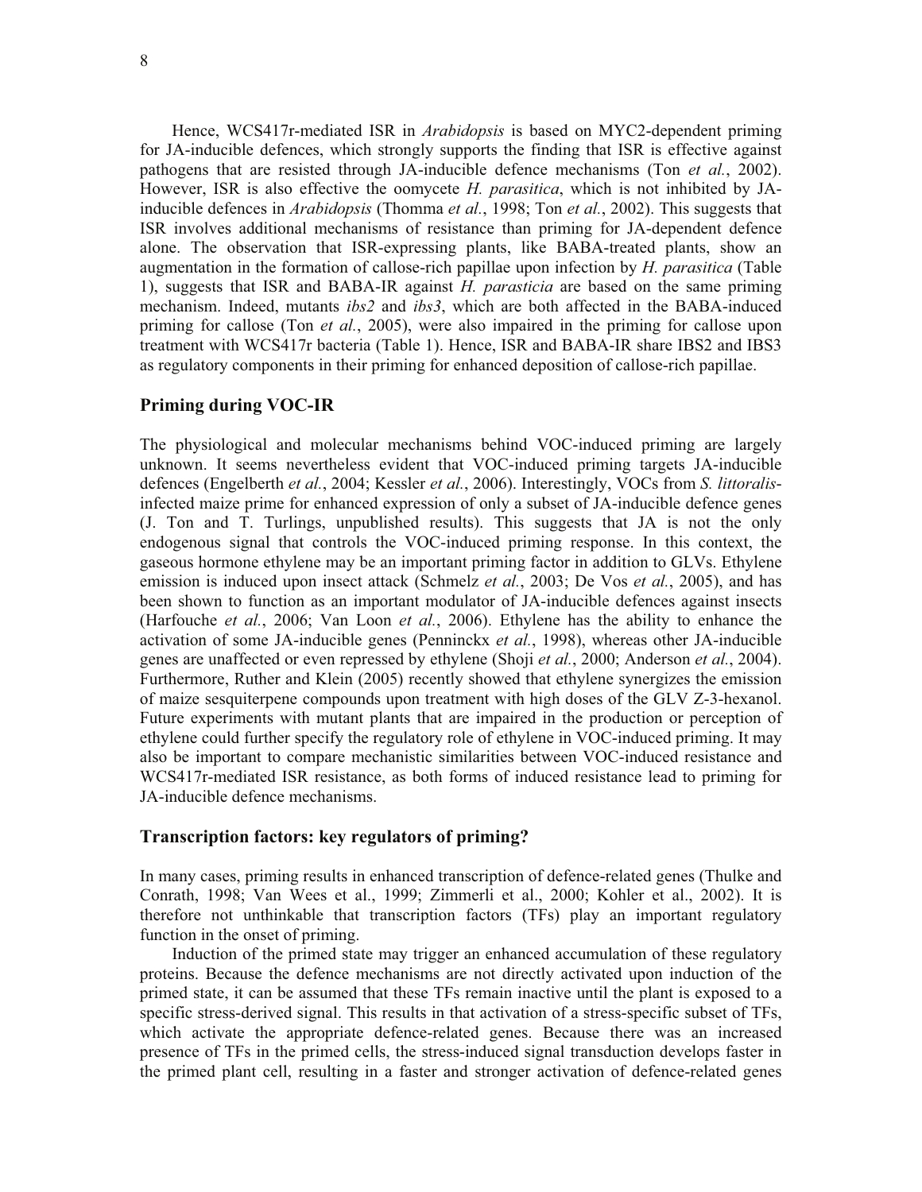Hence, WCS417r-mediated ISR in *Arabidopsis* is based on MYC2-dependent priming for JA-inducible defences, which strongly supports the finding that ISR is effective against pathogens that are resisted through JA-inducible defence mechanisms (Ton *et al.*, 2002). However, ISR is also effective the oomycete *H. parasitica*, which is not inhibited by JA-inducible defences in *Arabidopsis* (Thomma *et al.*, 1998; Ton *et al.*, 2002). This suggests that ISR involves additional mechanisms of resistance than priming for JA-dependent defence alone. The observation that ISR-expressing plants, like BABA-treated plants, show an augmentation in the formation of callose-rich papillae upon infection by *H. parasitica* (Table 1), suggests that ISR and BABA-IR against *H. parasticia* are based on the same priming mechanism. Indeed, mutants *ibs2* and *ibs3*, which are both affected in the BABA-induced priming for callose (Ton *et al.*, 2005), were also impaired in the priming for callose upon treatment with WCS417r bacteria (Table 1). Hence, ISR and BABA-IR share IBS2 and IBS3 as regulatory components in their priming for enhanced deposition of callose-rich papillae.

## Priming during VOC-IR

The physiological and molecular mechanisms behind VOC-induced priming are largely unknown. It seems nevertheless evident that VOC-induced priming targets JA-inducible defences (Engelberth *et al.*, 2004; Kessler *et al.*, 2006). Interestingly, VOCs from *S. littoralis*-infected maize prime for enhanced expression of only a subset of JA-inducible defence genes (J. Ton and T. Turlings, unpublished results). This suggests that JA is not the only endogenous signal that controls the VOC-induced priming response. In this context, the gaseous hormone ethylene may be an important priming factor in addition to GLVs. Ethylene emission is induced upon insect attack (Schmelz *et al.*, 2003; De Vos *et al.*, 2005), and has been shown to function as an important modulator of JA-inducible defences against insects (Harfouche *et al.*, 2006; Van Loon *et al.*, 2006). Ethylene has the ability to enhance the activation of some JA-inducible genes (Penninckx *et al.*, 1998), whereas other JA-inducible genes are unaffected or even repressed by ethylene (Shoji *et al.*, 2000; Anderson *et al.*, 2004). Furthermore, Ruther and Klein (2005) recently showed that ethylene synergizes the emission of maize sesquiterpene compounds upon treatment with high doses of the GLV Z-3-hexanol. Future experiments with mutant plants that are impaired in the production or perception of ethylene could further specify the regulatory role of ethylene in VOC-induced priming. It may also be important to compare mechanistic similarities between VOC-induced resistance and WCS417r-mediated ISR resistance, as both forms of induced resistance lead to priming for JA-inducible defence mechanisms.

## Transcription factors: key regulators of priming?

In many cases, priming results in enhanced transcription of defence-related genes (Thulke and Conrath, 1998; Van Wees et al., 1999; Zimmerli et al., 2000; Kohler et al., 2002). It is therefore not unthinkable that transcription factors (TFs) play an important regulatory function in the onset of priming.

Induction of the primed state may trigger an enhanced accumulation of these regulatory proteins. Because the defence mechanisms are not directly activated upon induction of the primed state, it can be assumed that these TFs remain inactive until the plant is exposed to a specific stress-derived signal. This results in that activation of a stress-specific subset of TFs, which activate the appropriate defence-related genes. Because there was an increased presence of TFs in the primed cells, the stress-induced signal transduction develops faster in the primed plant cell, resulting in a faster and stronger activation of defence-related genes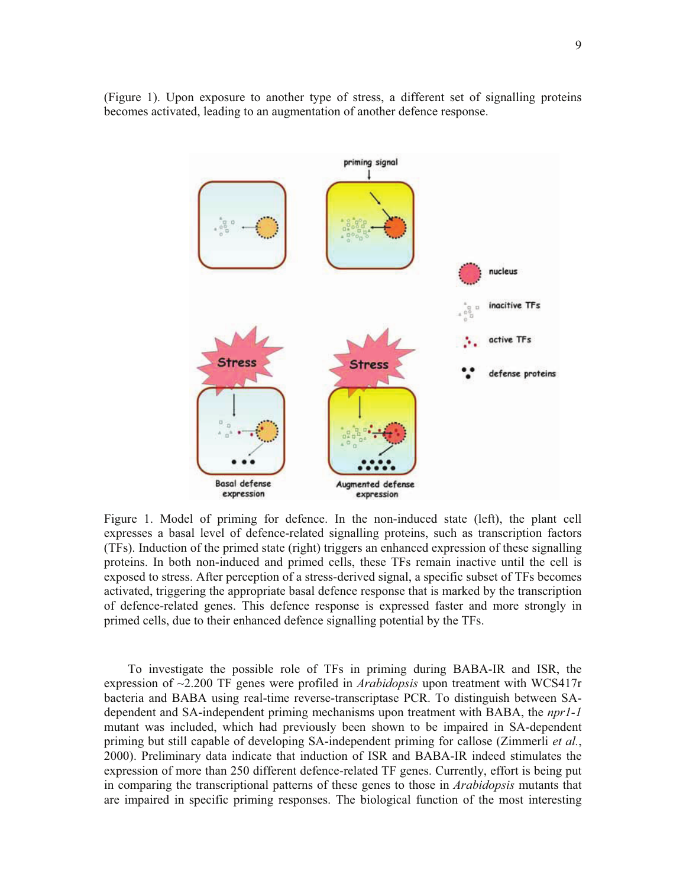(Figure 1). Upon exposure to another type of stress, a different set of signalling proteins becomes activated, leading to an augmentation of another defence response.

Figure 1. Model of priming for defence. In the non-induced state (left), the plant cell expresses a basal level of defence-related signalling proteins, such as transcription factors (TFs). Induction of the primed state (right) triggers an enhanced expression of these signalling proteins. In both non-induced and primed cells, these TFs remain inactive until the cell is exposed to stress. After perception of a stress-derived signal, a specific subset of TFs becomes activated, triggering the appropriate basal defence response that is marked by the transcription of defence-related genes. This defence response is expressed faster and more strongly in primed cells, due to their enhanced defence signalling potential by the TFs.

To investigate the possible role of TFs in priming during BABA-IR and ISR, the expression of ~2.200 TF genes were profiled in *Arabidopsis* upon treatment with WCS417r bacteria and BABA using real-time reverse-transcriptase PCR. To distinguish between SA-dependent and SA-independent priming mechanisms upon treatment with BABA, the *npr1-1* mutant was included, which had previously been shown to be impaired in SA-dependent priming but still capable of developing SA-independent priming for callose (Zimmerli *et al.*, 2000). Preliminary data indicate that induction of ISR and BABA-IR indeed stimulates the expression of more than 250 different defence-related TF genes. Currently, effort is being put in comparing the transcriptional patterns of these genes to those in *Arabidopsis* mutants that are impaired in specific priming responses. The biological function of the most interesting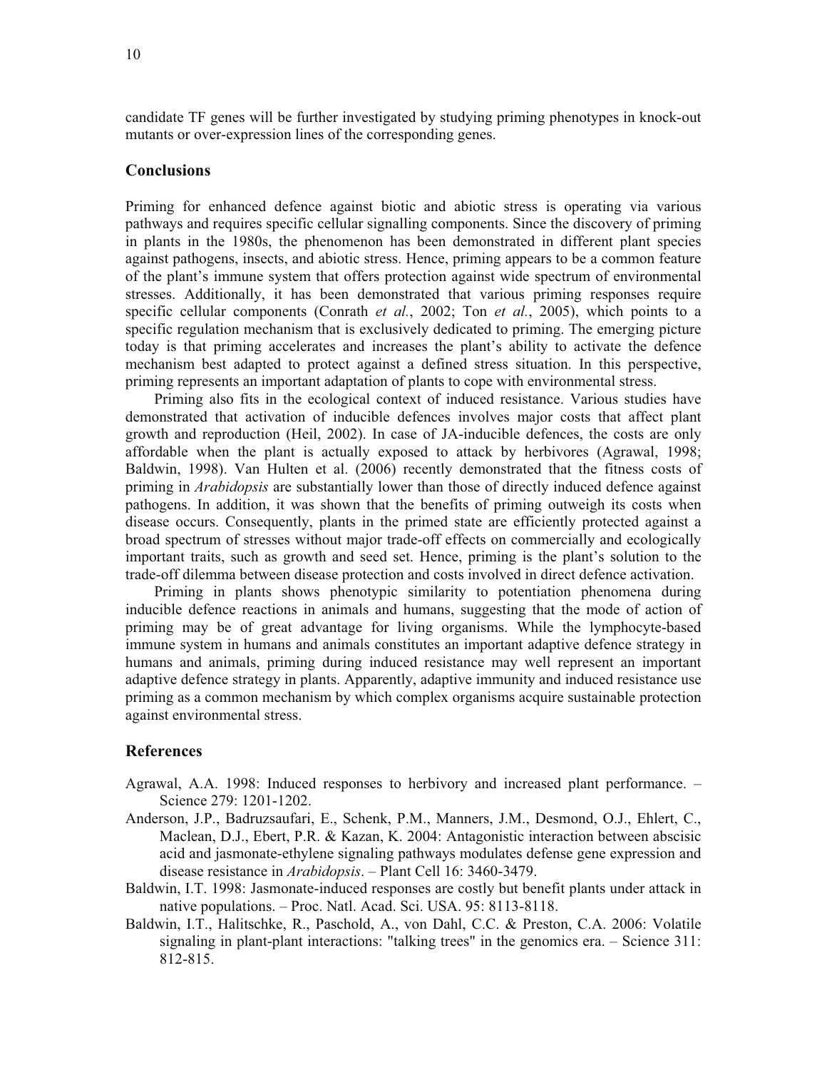candidate TF genes will be further investigated by studying priming phenotypes in knock-out mutants or over-expression lines of the corresponding genes.

## Conclusions

Priming for enhanced defence against biotic and abiotic stress is operating via various pathways and requires specific cellular signalling components. Since the discovery of priming in plants in the 1980s, the phenomenon has been demonstrated in different plant species against pathogens, insects, and abiotic stress. Hence, priming appears to be a common feature of the plant's immune system that offers protection against wide spectrum of environmental stresses. Additionally, it has been demonstrated that various priming responses require specific cellular components (Conrath *et al.*, 2002; Ton *et al.*, 2005), which points to a specific regulation mechanism that is exclusively dedicated to priming. The emerging picture today is that priming accelerates and increases the plant's ability to activate the defence mechanism best adapted to protect against a defined stress situation. In this perspective, priming represents an important adaptation of plants to cope with environmental stress.

Priming also fits in the ecological context of induced resistance. Various studies have demonstrated that activation of inducible defences involves major costs that affect plant growth and reproduction (Heil, 2002). In case of JA-inducible defences, the costs are only affordable when the plant is actually exposed to attack by herbivores (Agrawal, 1998; Baldwin, 1998). Van Hulten et al. (2006) recently demonstrated that the fitness costs of priming in *Arabidopsis* are substantially lower than those of directly induced defence against pathogens. In addition, it was shown that the benefits of priming outweigh its costs when disease occurs. Consequently, plants in the primed state are efficiently protected against a broad spectrum of stresses without major trade-off effects on commercially and ecologically important traits, such as growth and seed set. Hence, priming is the plant's solution to the trade-off dilemma between disease protection and costs involved in direct defence activation.

Priming in plants shows phenotypic similarity to potentiation phenomena during inducible defence reactions in animals and humans, suggesting that the mode of action of priming may be of great advantage for living organisms. While the lymphocyte-based immune system in humans and animals constitutes an important adaptive defence strategy in humans and animals, priming during induced resistance may well represent an important adaptive defence strategy in plants. Apparently, adaptive immunity and induced resistance use priming as a common mechanism by which complex organisms acquire sustainable protection against environmental stress.

## References

Agrawal, A.A. 1998: Induced responses to herbivory and increased plant performance. – Science 279: 1201-1202.

Anderson, J.P., Badruzsaufari, E., Schenk, P.M., Manners, J.M., Desmond, O.J., Ehlert, C., Maclean, D.J., Ebert, P.R. & Kazan, K. 2004: Antagonistic interaction between abscisic acid and jasmonate-ethylene signaling pathways modulates defense gene expression and disease resistance in *Arabidopsis*. – Plant Cell 16: 3460-3479.

Baldwin, I.T. 1998: Jasmonate-induced responses are costly but benefit plants under attack in native populations. – Proc. Natl. Acad. Sci. USA. 95: 8113-8118.

Baldwin, I.T., Halitschke, R., Paschold, A., von Dahl, C.C. & Preston, C.A. 2006: Volatile signaling in plant-plant interactions: "talking trees" in the genomics era. – Science 311: 812-815.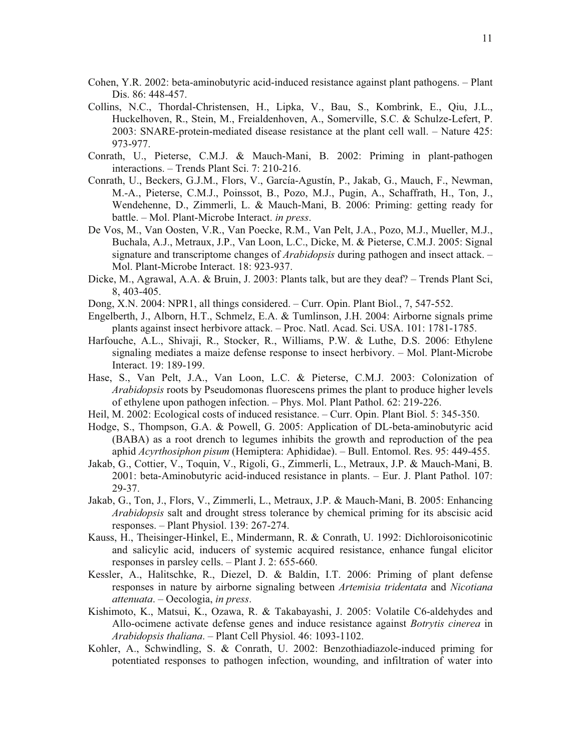Cohen, Y.R. 2002: beta-aminobutyric acid-induced resistance against plant pathogens. – Plant Dis. 86: 448-457.

Collins, N.C., Thordal-Christensen, H., Lipka, V., Bau, S., Kombrink, E., Qiu, J.L., Huckelhoven, R., Stein, M., Freialdenhoven, A., Somerville, S.C. & Schulze-Lefert, P. 2003: SNARE-protein-mediated disease resistance at the plant cell wall. – Nature 425: 973-977.

Conrath, U., Pieterse, C.M.J. & Mauch-Mani, B. 2002: Priming in plant-pathogen interactions. – Trends Plant Sci. 7: 210-216.

Conrath, U., Beckers, G.J.M., Flors, V., García-Agustín, P., Jakab, G., Mauch, F., Newman, M.-A., Pieterse, C.M.J., Poinssot, B., Pozo, M.J., Pugin, A., Schaffrath, H., Ton, J., Wendehenne, D., Zimmerli, L. & Mauch-Mani, B. 2006: Priming: getting ready for battle. – Mol. Plant-Microbe Interact. *in press*.

De Vos, M., Van Oosten, V.R., Van Poecke, R.M., Van Pelt, J.A., Pozo, M.J., Mueller, M.J., Buchala, A.J., Metraux, J.P., Van Loon, L.C., Dicke, M. & Pieterse, C.M.J. 2005: Signal signature and transcriptome changes of *Arabidopsis* during pathogen and insect attack. – Mol. Plant-Microbe Interact. 18: 923-937.

Dicke, M., Agrawal, A.A. & Bruin, J. 2003: Plants talk, but are they deaf? – Trends Plant Sci, 8, 403-405.

Dong, X.N. 2004: NPR1, all things considered. – Curr. Opin. Plant Biol., 7, 547-552.

Engelberth, J., Alborn, H.T., Schmelz, E.A. & Tumlinson, J.H. 2004: Airborne signals prime plants against insect herbivore attack. – Proc. Natl. Acad. Sci. USA. 101: 1781-1785.

Harfouche, A.L., Shivaji, R., Stocker, R., Williams, P.W. & Luthe, D.S. 2006: Ethylene signaling mediates a maize defense response to insect herbivory. – Mol. Plant-Microbe Interact. 19: 189-199.

Hase, S., Van Pelt, J.A., Van Loon, L.C. & Pieterse, C.M.J. 2003: Colonization of *Arabidopsis* roots by Pseudomonas fluorescens primes the plant to produce higher levels of ethylene upon pathogen infection. – Phys. Mol. Plant Pathol. 62: 219-226.

Heil, M. 2002: Ecological costs of induced resistance. – Curr. Opin. Plant Biol. 5: 345-350.

Hodge, S., Thompson, G.A. & Powell, G. 2005: Application of DL-beta-aminobutyric acid (BABA) as a root drench to legumes inhibits the growth and reproduction of the pea aphid *Acyrthosiphon pisum* (Hemiptera: Aphididae). – Bull. Entomol. Res. 95: 449-455.

Jakab, G., Cottier, V., Toquin, V., Rigoli, G., Zimmerli, L., Metraux, J.P. & Mauch-Mani, B. 2001: beta-Aminobutyric acid-induced resistance in plants. – Eur. J. Plant Pathol. 107: 29-37.

Jakab, G., Ton, J., Flors, V., Zimmerli, L., Metraux, J.P. & Mauch-Mani, B. 2005: Enhancing *Arabidopsis* salt and drought stress tolerance by chemical priming for its abscisic acid responses. – Plant Physiol. 139: 267-274.

Kauss, H., Theisinger-Hinkel, E., Mindermann, R. & Conrath, U. 1992: Dichloroisonicotinic and salicylic acid, inducers of systemic acquired resistance, enhance fungal elicitor responses in parsley cells. – Plant J. 2: 655-660.

Kessler, A., Halitschke, R., Diezel, D. & Baldin, I.T. 2006: Priming of plant defense responses in nature by airborne signaling between *Artemisia tridentata* and *Nicotiana attenuata*. – Oecologia, *in press*.

Kishimoto, K., Matsui, K., Ozawa, R. & Takabayashi, J. 2005: Volatile C6-aldehydes and Allo-ocimene activate defense genes and induce resistance against *Botrytis cinerea* in *Arabidopsis thaliana*. – Plant Cell Physiol. 46: 1093-1102.

Kohler, A., Schwindling, S. & Conrath, U. 2002: Benzothiadiazole-induced priming for potentiated responses to pathogen infection, wounding, and infiltration of water into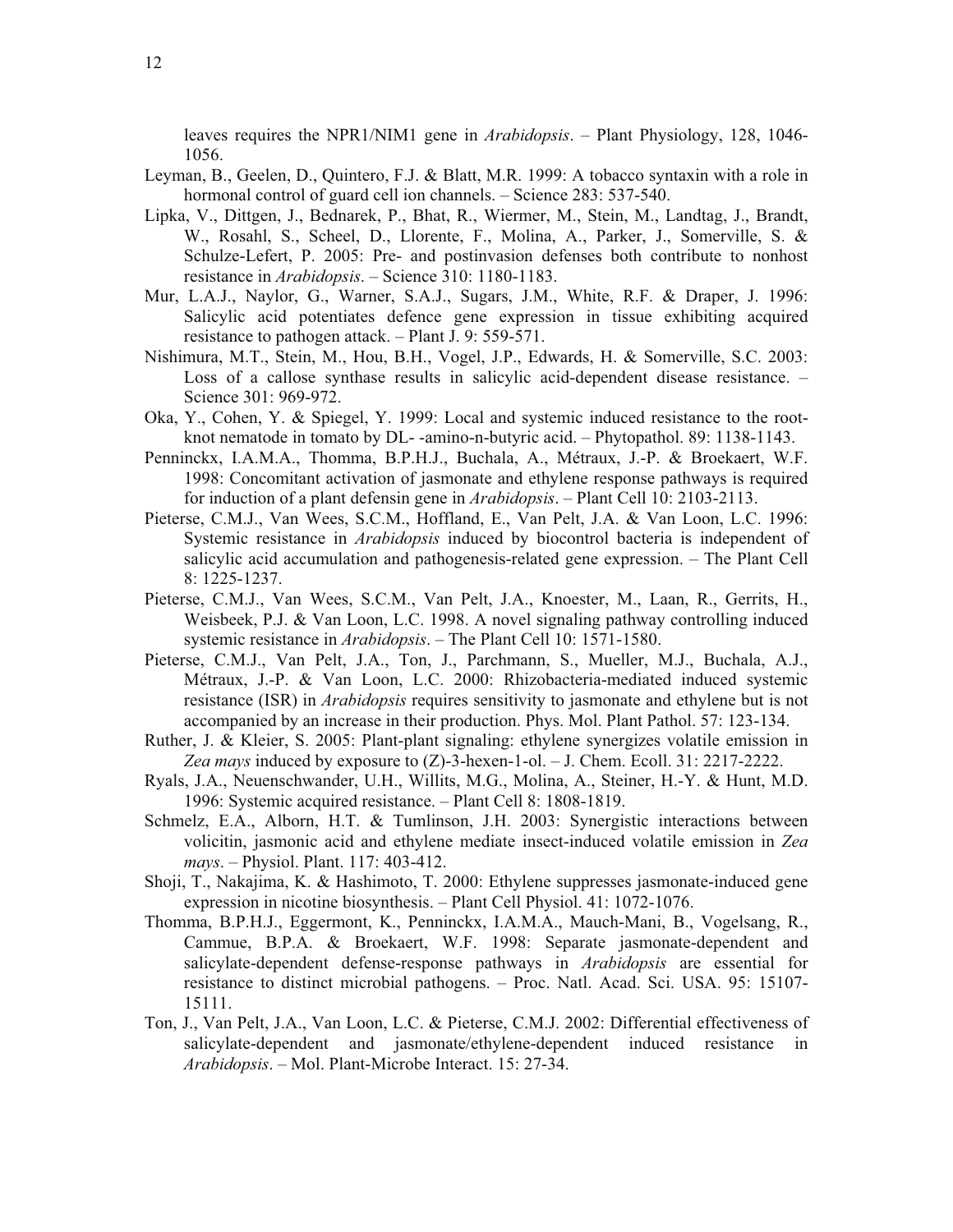leaves requires the NPR1/NIM1 gene in *Arabidopsis*. – Plant Physiology, 128, 1046-1056.

Leyman, B., Geelen, D., Quintero, F.J. & Blatt, M.R. 1999: A tobacco syntaxin with a role in hormonal control of guard cell ion channels. – Science 283: 537-540.

Lipka, V., Dittgen, J., Bednarek, P., Bhat, R., Wiermer, M., Stein, M., Landtag, J., Brandt, W., Rosahl, S., Scheel, D., Llorente, F., Molina, A., Parker, J., Somerville, S. & Schulze-Lefert, P. 2005: Pre- and postinvasion defenses both contribute to nonhost resistance in *Arabidopsis*. – Science 310: 1180-1183.

Mur, L.A.J., Naylor, G., Warner, S.A.J., Sugars, J.M., White, R.F. & Draper, J. 1996: Salicylic acid potentiates defence gene expression in tissue exhibiting acquired resistance to pathogen attack. – Plant J. 9: 559-571.

Nishimura, M.T., Stein, M., Hou, B.H., Vogel, J.P., Edwards, H. & Somerville, S.C. 2003: Loss of a callose synthase results in salicylic acid-dependent disease resistance. – Science 301: 969-972.

Oka, Y., Cohen, Y. & Spiegel, Y. 1999: Local and systemic induced resistance to the root-knot nematode in tomato by DL- -amino-n-butyric acid. – Phytopathol. 89: 1138-1143.

Penninckx, I.A.M.A., Thomma, B.P.H.J., Buchala, A., Métraux, J.-P. & Broekaert, W.F. 1998: Concomitant activation of jasmonate and ethylene response pathways is required for induction of a plant defensin gene in *Arabidopsis*. – Plant Cell 10: 2103-2113.

Pieterse, C.M.J., Van Wees, S.C.M., Hoffland, E., Van Pelt, J.A. & Van Loon, L.C. 1996: Systemic resistance in *Arabidopsis* induced by biocontrol bacteria is independent of salicylic acid accumulation and pathogenesis-related gene expression. – The Plant Cell 8: 1225-1237.

Pieterse, C.M.J., Van Wees, S.C.M., Van Pelt, J.A., Knoester, M., Laan, R., Gerrits, H., Weisbeek, P.J. & Van Loon, L.C. 1998. A novel signaling pathway controlling induced systemic resistance in *Arabidopsis*. – The Plant Cell 10: 1571-1580.

Pieterse, C.M.J., Van Pelt, J.A., Ton, J., Parchmann, S., Mueller, M.J., Buchala, A.J., Métraux, J.-P. & Van Loon, L.C. 2000: Rhizobacteria-mediated induced systemic resistance (ISR) in *Arabidopsis* requires sensitivity to jasmonate and ethylene but is not accompanied by an increase in their production. Phys. Mol. Plant Pathol. 57: 123-134.

Ruther, J. & Kleier, S. 2005: Plant-plant signaling: ethylene synergizes volatile emission in *Zea mays* induced by exposure to (Z)-3-hexen-1-ol. – J. Chem. Ecoll. 31: 2217-2222.

Ryals, J.A., Neuenschwander, U.H., Willits, M.G., Molina, A., Steiner, H.-Y. & Hunt, M.D. 1996: Systemic acquired resistance. – Plant Cell 8: 1808-1819.

Schmelz, E.A., Alborn, H.T. & Tumlinson, J.H. 2003: Synergistic interactions between volicitin, jasmonic acid and ethylene mediate insect-induced volatile emission in *Zea mays*. – Physiol. Plant. 117: 403-412.

Shoji, T., Nakajima, K. & Hashimoto, T. 2000: Ethylene suppresses jasmonate-induced gene expression in nicotine biosynthesis. – Plant Cell Physiol. 41: 1072-1076.

Thomma, B.P.H.J., Eggermont, K., Penninckx, I.A.M.A., Mauch-Mani, B., Vogelsang, R., Cammue, B.P.A. & Broekaert, W.F. 1998: Separate jasmonate-dependent and salicylate-dependent defense-response pathways in *Arabidopsis* are essential for resistance to distinct microbial pathogens. – Proc. Natl. Acad. Sci. USA. 95: 15107-15111.

Ton, J., Van Pelt, J.A., Van Loon, L.C. & Pieterse, C.M.J. 2002: Differential effectiveness of salicylate-dependent and jasmonate/ethylene-dependent induced resistance in *Arabidopsis*. – Mol. Plant-Microbe Interact. 15: 27-34.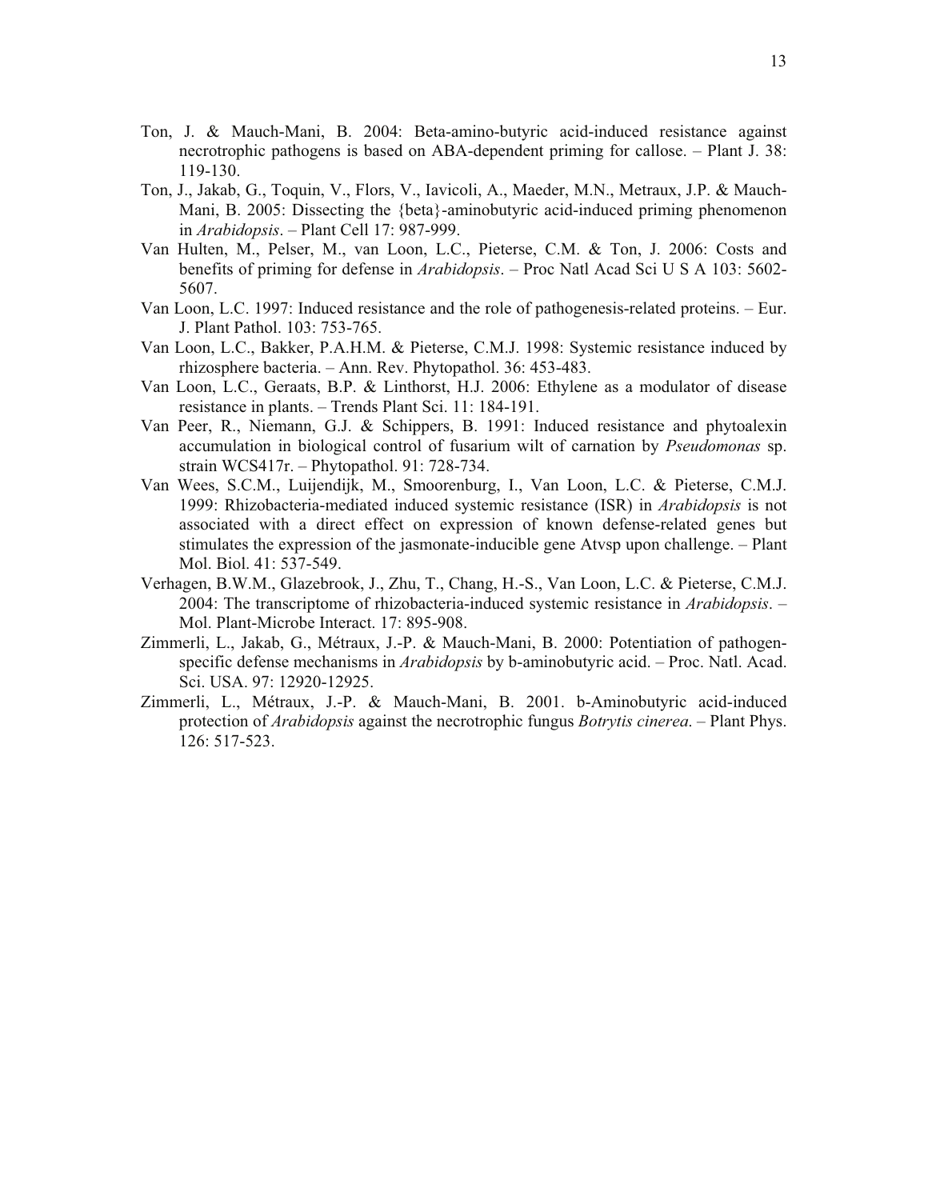Ton, J. & Mauch-Mani, B. 2004: Beta-amino-butyric acid-induced resistance against necrotrophic pathogens is based on ABA-dependent priming for callose. – Plant J. 38: 119-130.

Ton, J., Jakab, G., Toquin, V., Flors, V., Iavicoli, A., Maeder, M.N., Metraux, J.P. & Mauch-Mani, B. 2005: Dissecting the {beta}-aminobutyric acid-induced priming phenomenon in *Arabidopsis*. – Plant Cell 17: 987-999.

Van Hulten, M., Pelser, M., van Loon, L.C., Pieterse, C.M. & Ton, J. 2006: Costs and benefits of priming for defense in *Arabidopsis*. – Proc Natl Acad Sci U S A 103: 5602-5607.

Van Loon, L.C. 1997: Induced resistance and the role of pathogenesis-related proteins. – Eur. J. Plant Pathol. 103: 753-765.

Van Loon, L.C., Bakker, P.A.H.M. & Pieterse, C.M.J. 1998: Systemic resistance induced by rhizosphere bacteria. – Ann. Rev. Phytopathol. 36: 453-483.

Van Loon, L.C., Geraats, B.P. & Linthorst, H.J. 2006: Ethylene as a modulator of disease resistance in plants. – Trends Plant Sci. 11: 184-191.

Van Peer, R., Niemann, G.J. & Schippers, B. 1991: Induced resistance and phytoalexin accumulation in biological control of fusarium wilt of carnation by *Pseudomonas* sp. strain WCS417r. – Phytopathol. 91: 728-734.

Van Wees, S.C.M., Luijendijk, M., Smoorenburg, I., Van Loon, L.C. & Pieterse, C.M.J. 1999: Rhizobacteria-mediated induced systemic resistance (ISR) in *Arabidopsis* is not associated with a direct effect on expression of known defense-related genes but stimulates the expression of the jasmonate-inducible gene Atvsp upon challenge. – Plant Mol. Biol. 41: 537-549.

Verhagen, B.W.M., Glazebrook, J., Zhu, T., Chang, H.-S., Van Loon, L.C. & Pieterse, C.M.J. 2004: The transcriptome of rhizobacteria-induced systemic resistance in *Arabidopsis*. – Mol. Plant-Microbe Interact. 17: 895-908.

Zimmerli, L., Jakab, G., Métraux, J.-P. & Mauch-Mani, B. 2000: Potentiation of pathogen-specific defense mechanisms in *Arabidopsis* by b-aminobutyric acid. – Proc. Natl. Acad. Sci. USA. 97: 12920-12925.

Zimmerli, L., Métraux, J.-P. & Mauch-Mani, B. 2001. b-Aminobutyric acid-induced protection of *Arabidopsis* against the necrotrophic fungus *Botrytis cinerea*. – Plant Phys. 126: 517-523.